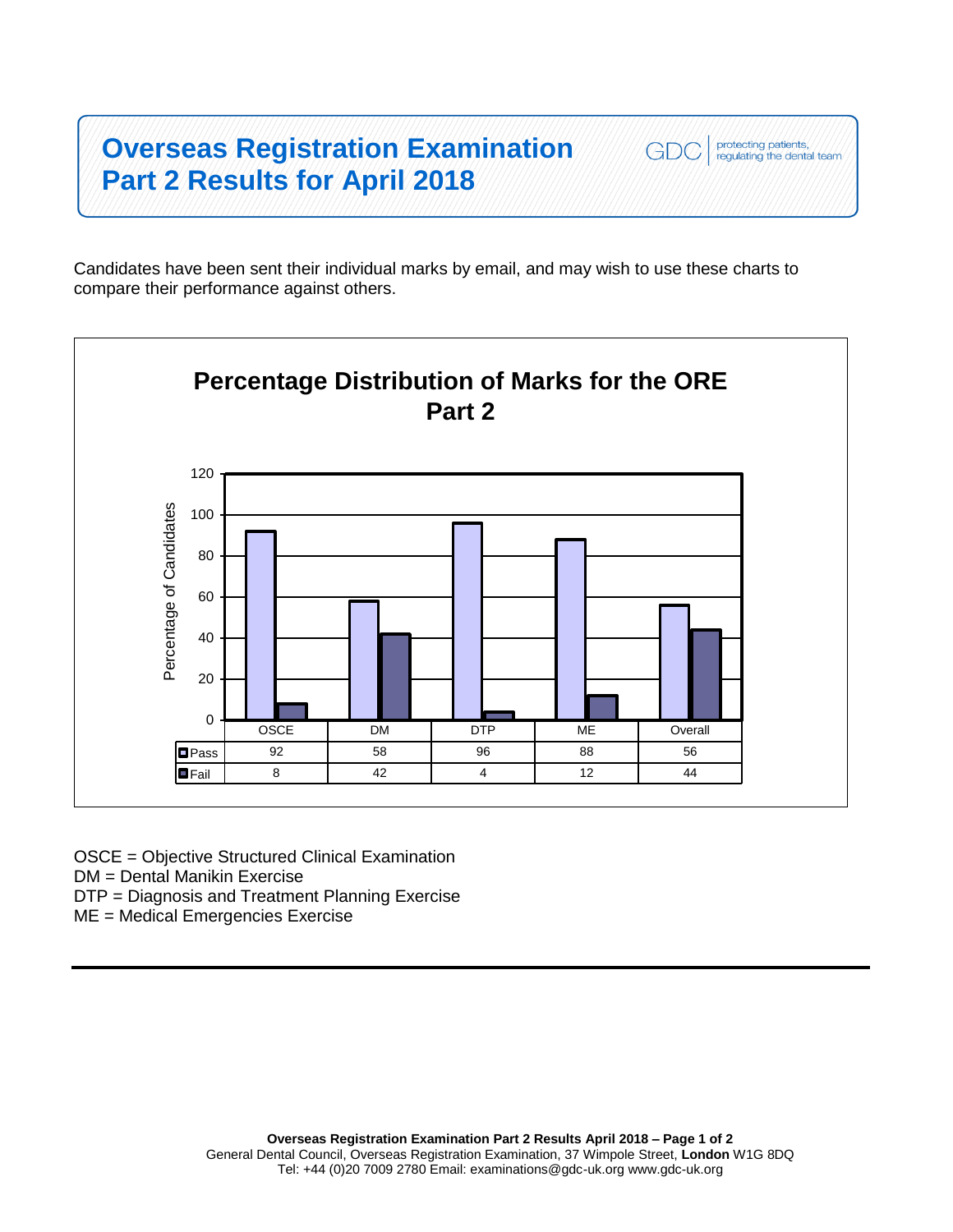# Overseas Registration Examination Part 2 Results for April 2018

GDC | protecting patients, regulating the dental team

Candidates have been sent their individual marks by email, and may wish to use these charts to compare their performance against others.

## Percentage Distribution of Marks for the ORE Part 2

| | OSCE | DM | DTP | ME | Overall |
|---|---|---|---|---|---|
| Pass | 92 | 58 | 96 | 88 | 56 |
| Fail | 8 | 42 | 4 | 12 | 44 |

Percentage of Candidates

OSCE = Objective Structured Clinical Examination
DM = Dental Manikin Exercise
DTP = Diagnosis and Treatment Planning Exercise
ME = Medical Emergencies Exercise

---

General Dental Council, Overseas Registration Examination, 37 Wimpole Street, **London** W1G 8DQ
Tel: +44 (0)20 7009 2780 Email: examinations@gdc-uk.org www.gdc-uk.org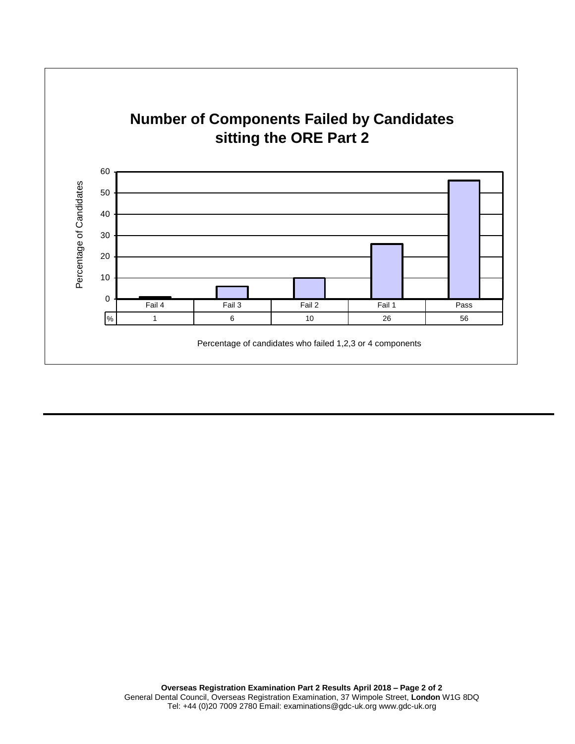**Number of Components Failed by Candidates sitting the ORE Part 2**

Percentage of Candidates

60
50
40
30
20
10
0

Fail 4
Fail 3
Fail 2
Fail 1
Pass

%
1
6
10
26
56

Percentage of candidates who failed 1,2,3 or 4 components

**Overseas Registration Examination Part 2 Results April 2018 – Page 2 of 2**
General Dental Council, Overseas Registration Examination, 37 Wimpole Street, **London** W1G 8DQ
Tel: +44 (0)20 7009 2780 Email: examinations@gdc-uk.org www.gdc-uk.org